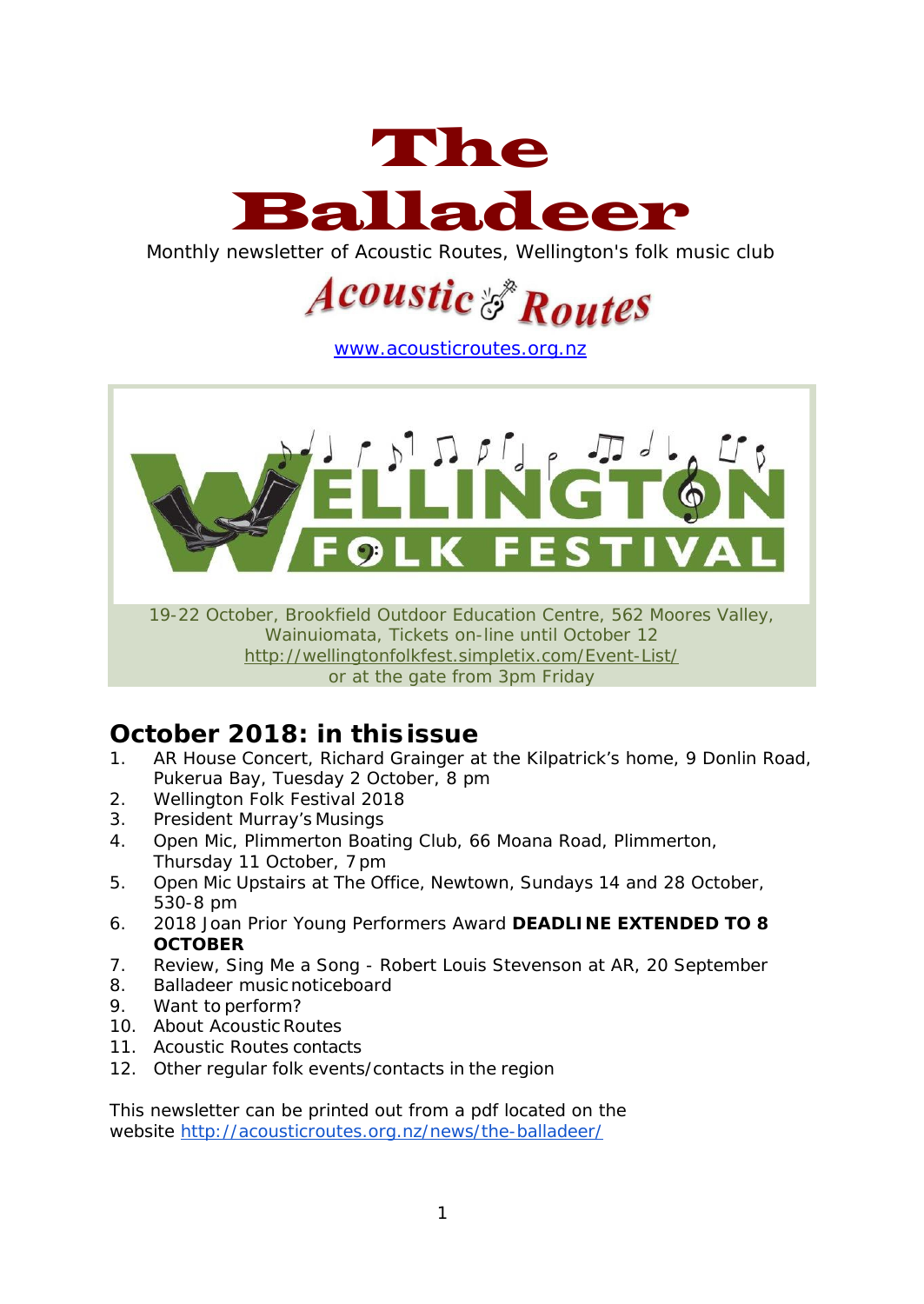# The Balladeer

Monthly newsletter of Acoustic Routes, Wellington's folk music club

Acoustic Routes

[www.acousticroutes.org.nz](http://www.acousticroutes.org.nz)

WELLINGTON FOLK FESTIVAL

19-22 October, Brookfield Outdoor Education Centre, 562 Moores Valley, Wainuiomata, Tickets on-line until October 12
[http://wellingtonfolkfest.simpletix.com/Event-List/](http://wellingtonfolkfest.simpletix.com/Event-List/)
or at the gate from 3pm Friday

## October 2018: in this issue

1. AR House Concert, Richard Grainger at the Kilpatrick's home, 9 Donlin Road, Pukerua Bay, Tuesday 2 October, 8 pm
2. Wellington Folk Festival 2018
3. President Murray's Musings
4. Open Mic, Plimmerton Boating Club, 66 Moana Road, Plimmerton, Thursday 11 October, 7 pm
5. Open Mic Upstairs at The Office, Newtown, Sundays 14 and 28 October, 530-8 pm
6. 2018 Joan Prior Young Performers Award **DEADLINE EXTENDED TO 8 OCTOBER**
7. Review, Sing Me a Song - Robert Louis Stevenson at AR, 20 September
8. Balladeer music noticeboard
9. Want to perform?
10. About Acoustic Routes
11. Acoustic Routes contacts
12. Other regular folk events/contacts in the region

This newsletter can be printed out from a pdf located on the website [http://acousticroutes.org.nz/news/the-balladeer/](http://acousticroutes.org.nz/news/the-balladeer/)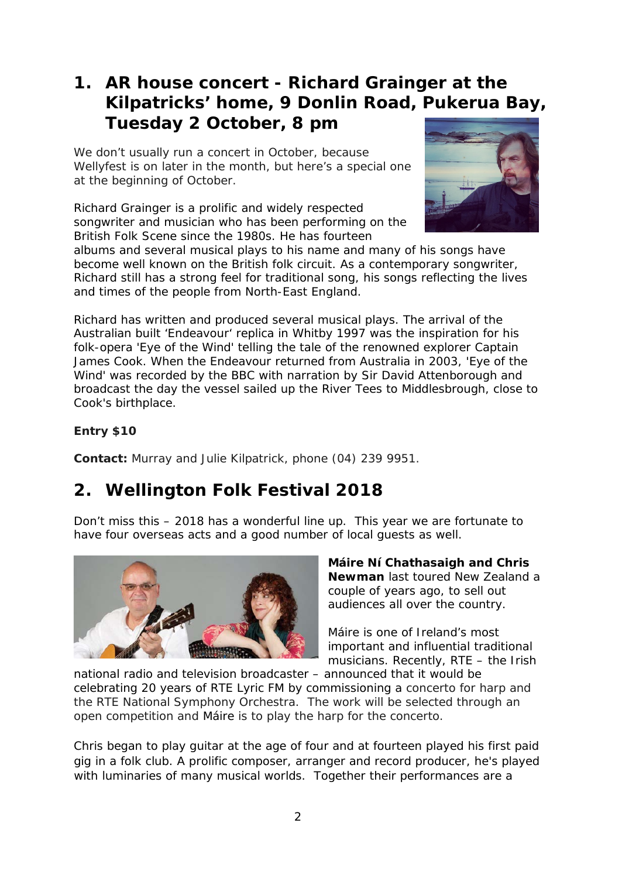## 1. AR house concert - Richard Grainger at the Kilpatricks' home, 9 Donlin Road, Pukerua Bay, Tuesday 2 October, 8 pm

We don't usually run a concert in October, because Wellyfest is on later in the month, but here's a special one at the beginning of October.

Richard Grainger is a prolific and widely respected songwriter and musician who has been performing on the British Folk Scene since the 1980s. He has fourteen albums and several musical plays to his name and many of his songs have become well known on the British folk circuit. As a contemporary songwriter, Richard still has a strong feel for traditional song, his songs reflecting the lives and times of the people from North-East England.

Richard has written and produced several musical plays. The arrival of the Australian built 'Endeavour' replica in Whitby 1997 was the inspiration for his folk-opera 'Eye of the Wind' telling the tale of the renowned explorer Captain James Cook. When the Endeavour returned from Australia in 2003, 'Eye of the Wind' was recorded by the BBC with narration by Sir David Attenborough and broadcast the day the vessel sailed up the River Tees to Middlesbrough, close to Cook's birthplace.

**Entry $10**

**Contact:** Murray and Julie Kilpatrick, phone (04) 239 9951.

## 2. Wellington Folk Festival 2018

Don't miss this – 2018 has a wonderful line up. This year we are fortunate to have four overseas acts and a good number of local guests as well.

**Máire Ní Chathasaigh and Chris Newman** last toured New Zealand a couple of years ago, to sell out audiences all over the country.

Máire is one of Ireland's most important and influential traditional musicians. Recently, RTE – the Irish national radio and television broadcaster – announced that it would be celebrating 20 years of RTE Lyric FM by commissioning a concerto for harp and the RTE National Symphony Orchestra. The work will be selected through an open competition and Máire is to play the harp for the concerto.

Chris began to play guitar at the age of four and at fourteen played his first paid gig in a folk club. A prolific composer, arranger and record producer, he's played with luminaries of many musical worlds. Together their performances are a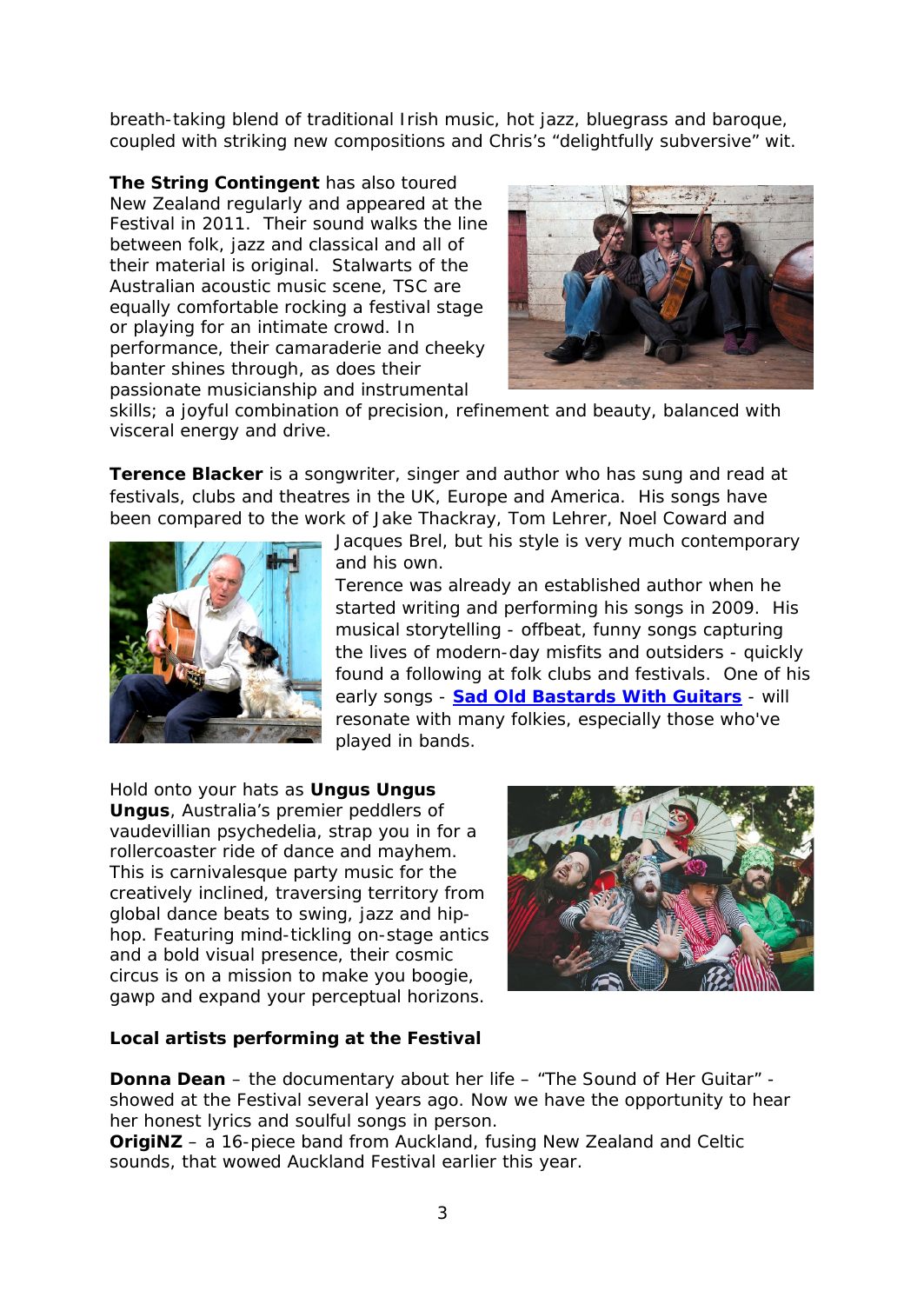breath-taking blend of traditional Irish music, hot jazz, bluegrass and baroque, coupled with striking new compositions and Chris's "delightfully subversive" wit.

**The String Contingent** has also toured New Zealand regularly and appeared at the Festival in 2011. Their sound walks the line between folk, jazz and classical and all of their material is original. Stalwarts of the Australian acoustic music scene, TSC are equally comfortable rocking a festival stage or playing for an intimate crowd. In performance, their camaraderie and cheeky banter shines through, as does their passionate musicianship and instrumental skills; a joyful combination of precision, refinement and beauty, balanced with visceral energy and drive.

**Terence Blacker** is a songwriter, singer and author who has sung and read at festivals, clubs and theatres in the UK, Europe and America. His songs have been compared to the work of Jake Thackray, Tom Lehrer, Noel Coward and Jacques Brel, but his style is very much contemporary and his own.

Terence was already an established author when he started writing and performing his songs in 2009. His musical storytelling - offbeat, funny songs capturing the lives of modern-day misfits and outsiders - quickly found a following at folk clubs and festivals. One of his early songs - **Sad Old Bastards With Guitars** - will resonate with many folkies, especially those who've played in bands.

Hold onto your hats as **Ungus Ungus Ungus**, Australia's premier peddlers of vaudevillian psychedelia, strap you in for a rollercoaster ride of dance and mayhem. This is carnivalesque party music for the creatively inclined, traversing territory from global dance beats to swing, jazz and hip-hop. Featuring mind-tickling on-stage antics and a bold visual presence, their cosmic circus is on a mission to make you boogie, gawp and expand your perceptual horizons.

**Local artists performing at the Festival**

**Donna Dean** – the documentary about her life – "The Sound of Her Guitar" - showed at the Festival several years ago. Now we have the opportunity to hear her honest lyrics and soulful songs in person.

**OrigiNZ** – a 16-piece band from Auckland, fusing New Zealand and Celtic sounds, that wowed Auckland Festival earlier this year.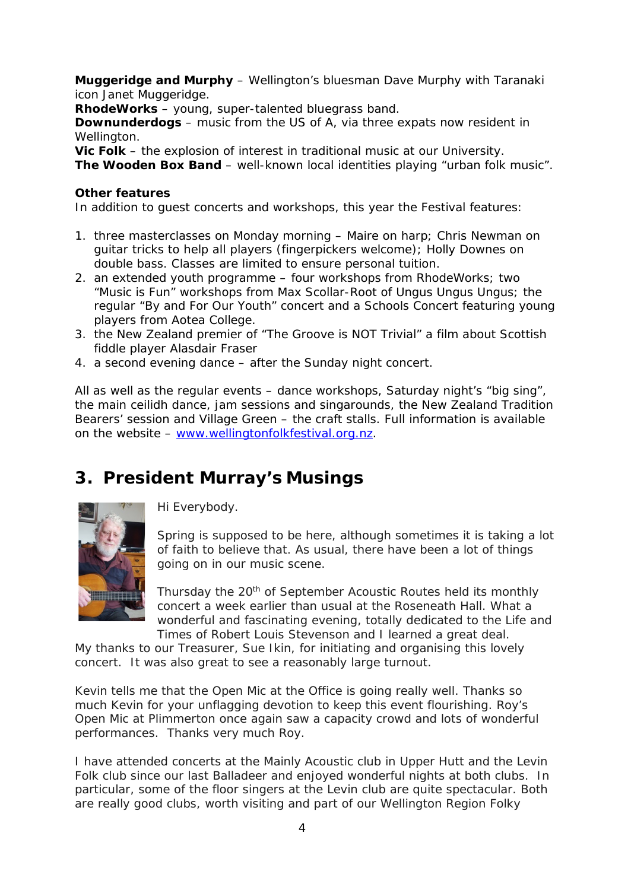**Muggeridge and Murphy** – Wellington's bluesman Dave Murphy with Taranaki icon Janet Muggeridge.
**RhodeWorks** – young, super-talented bluegrass band.
**Downunderdogs** – music from the US of A, via three expats now resident in Wellington.
**Vic Folk** – the explosion of interest in traditional music at our University.
**The Wooden Box Band** – well-known local identities playing "urban folk music".

**Other features**
In addition to guest concerts and workshops, this year the Festival features:

1. three masterclasses on Monday morning – Maire on harp; Chris Newman on guitar tricks to help all players (fingerpickers welcome); Holly Downes on double bass. Classes are limited to ensure personal tuition.
2. an extended youth programme – four workshops from RhodeWorks; two "Music is Fun" workshops from Max Scollar-Root of Ungus Ungus Ungus; the regular "By and For Our Youth" concert and a Schools Concert featuring young players from Aotea College.
3. the New Zealand premier of "The Groove is NOT Trivial" a film about Scottish fiddle player Alasdair Fraser
4. a second evening dance – after the Sunday night concert.

All as well as the regular events – dance workshops, Saturday night's "big sing", the main ceilidh dance, jam sessions and singarounds, the New Zealand Tradition Bearers' session and Village Green – the craft stalls. Full information is available on the website – www.wellingtonfolkfestival.org.nz.

## 3. President Murray's Musings

Hi Everybody.

Spring is supposed to be here, although sometimes it is taking a lot of faith to believe that. As usual, there have been a lot of things going on in our music scene.

Thursday the 20th of September Acoustic Routes held its monthly concert a week earlier than usual at the Roseneath Hall. What a wonderful and fascinating evening, totally dedicated to the Life and Times of Robert Louis Stevenson and I learned a great deal. My thanks to our Treasurer, Sue Ikin, for initiating and organising this lovely concert. It was also great to see a reasonably large turnout.

Kevin tells me that the Open Mic at the Office is going really well. Thanks so much Kevin for your unflagging devotion to keep this event flourishing. Roy's Open Mic at Plimmerton once again saw a capacity crowd and lots of wonderful performances. Thanks very much Roy.

I have attended concerts at the Mainly Acoustic club in Upper Hutt and the Levin Folk club since our last Balladeer and enjoyed wonderful nights at both clubs. In particular, some of the floor singers at the Levin club are quite spectacular. Both are really good clubs, worth visiting and part of our Wellington Region Folky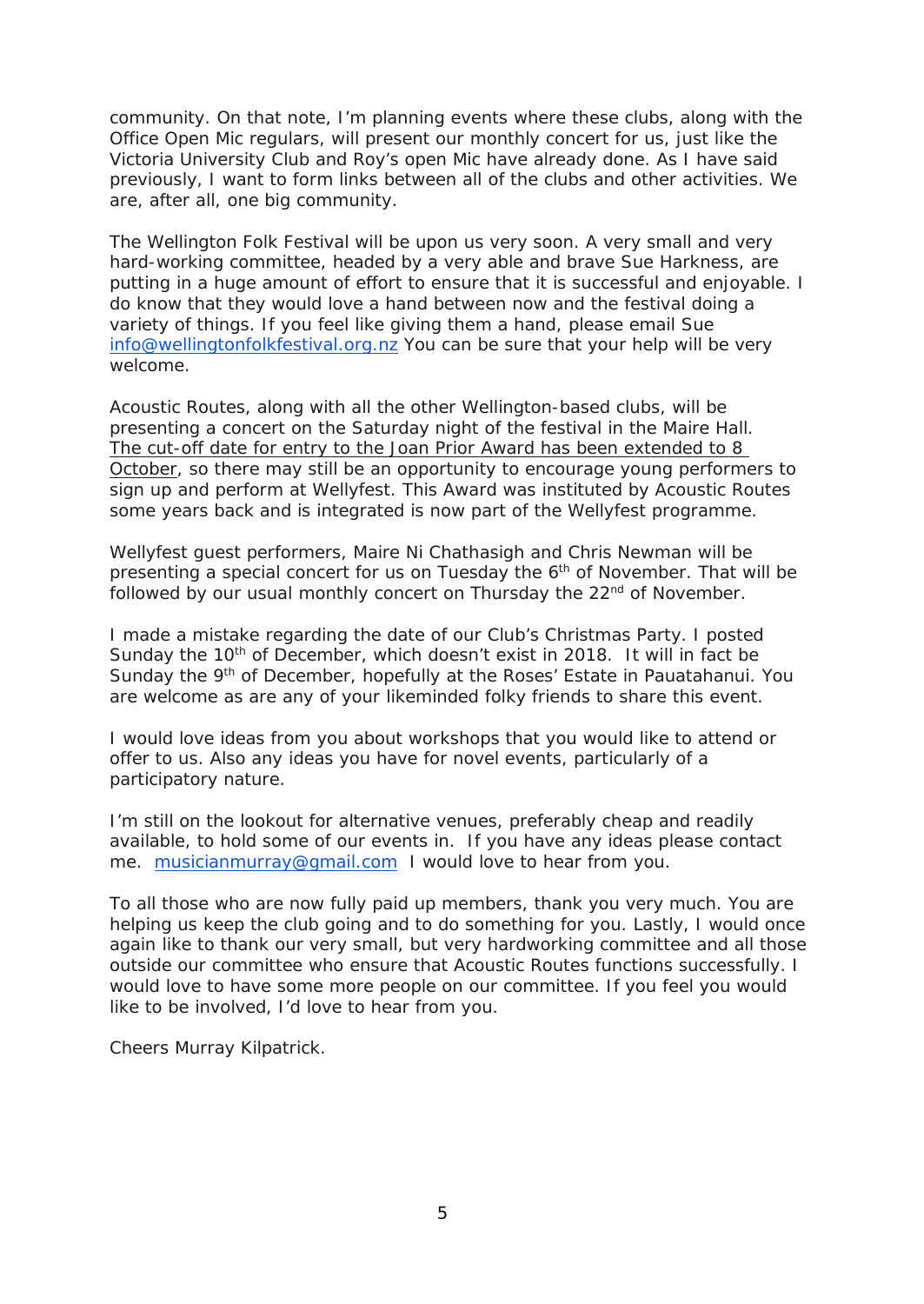community. On that note, I'm planning events where these clubs, along with the Office Open Mic regulars, will present our monthly concert for us, just like the Victoria University Club and Roy's open Mic have already done. As I have said previously, I want to form links between all of the clubs and other activities. We are, after all, one big community.

The Wellington Folk Festival will be upon us very soon. A very small and very hard-working committee, headed by a very able and brave Sue Harkness, are putting in a huge amount of effort to ensure that it is successful and enjoyable. I do know that they would love a hand between now and the festival doing a variety of things. If you feel like giving them a hand, please email Sue info@wellingtonfolkfestival.org.nz You can be sure that your help will be very welcome.

Acoustic Routes, along with all the other Wellington-based clubs, will be presenting a concert on the Saturday night of the festival in the Maire Hall. The cut-off date for entry to the Joan Prior Award has been extended to 8 October, so there may still be an opportunity to encourage young performers to sign up and perform at Wellyfest. This Award was instituted by Acoustic Routes some years back and is integrated is now part of the Wellyfest programme.

Wellyfest guest performers, Maire Ni Chathasigh and Chris Newman will be presenting a special concert for us on Tuesday the 6th of November. That will be followed by our usual monthly concert on Thursday the 22nd of November.

I made a mistake regarding the date of our Club's Christmas Party. I posted Sunday the 10th of December, which doesn't exist in 2018. It will in fact be Sunday the 9th of December, hopefully at the Roses' Estate in Pauatahanui. You are welcome as are any of your likeminded folky friends to share this event.

I would love ideas from you about workshops that you would like to attend or offer to us. Also any ideas you have for novel events, particularly of a participatory nature.

I'm still on the lookout for alternative venues, preferably cheap and readily available, to hold some of our events in. If you have any ideas please contact me. musicianmurray@gmail.com I would love to hear from you.

To all those who are now fully paid up members, thank you very much. You are helping us keep the club going and to do something for you. Lastly, I would once again like to thank our very small, but very hardworking committee and all those outside our committee who ensure that Acoustic Routes functions successfully. I would love to have some more people on our committee. If you feel you would like to be involved, I'd love to hear from you.

Cheers Murray Kilpatrick.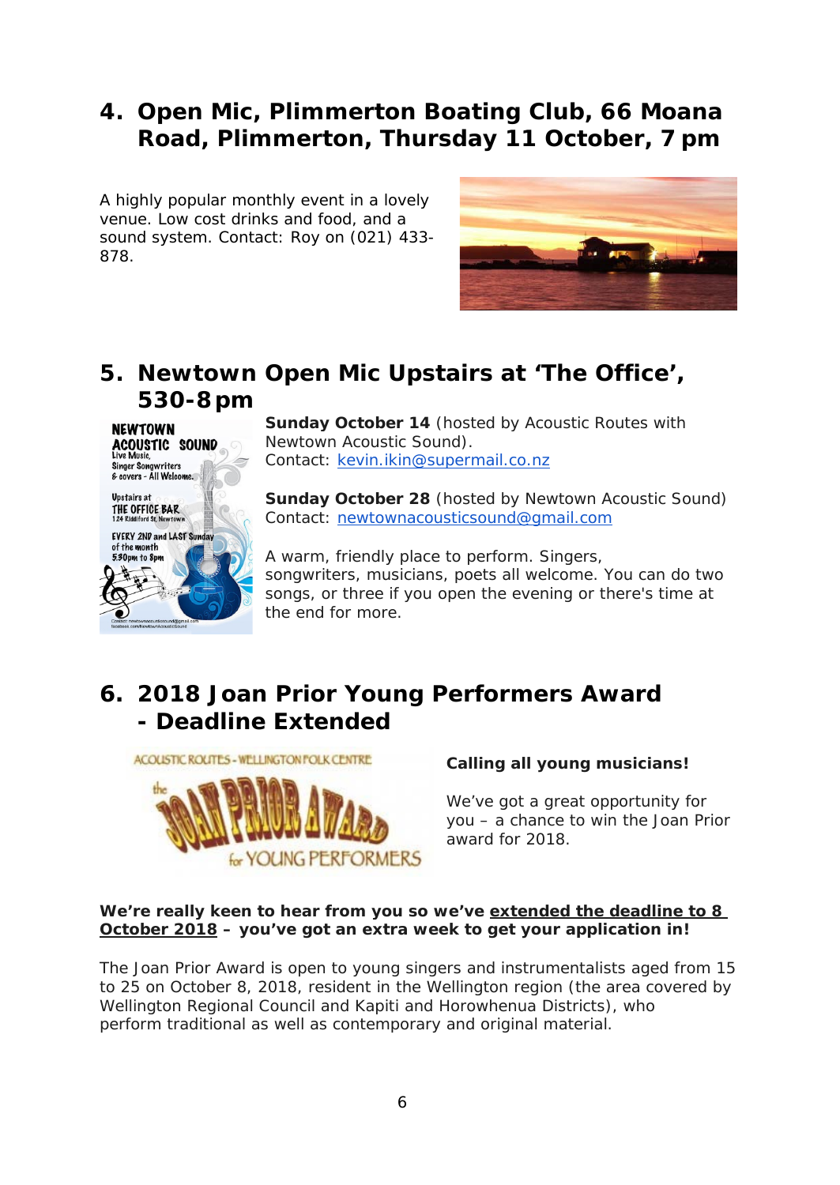## 4. Open Mic, Plimmerton Boating Club, 66 Moana Road, Plimmerton, Thursday 11 October, 7 pm

A highly popular monthly event in a lovely venue. Low cost drinks and food, and a sound system. Contact: Roy on (021) 433-878.

## 5. Newtown Open Mic Upstairs at 'The Office', 530-8 pm

**Sunday October 14** (hosted by Acoustic Routes with Newtown Acoustic Sound).
Contact: kevin.ikin@supermail.co.nz

**Sunday October 28** (hosted by Newtown Acoustic Sound)
Contact: newtownacousticsound@gmail.com

A warm, friendly place to perform. Singers, songwriters, musicians, poets all welcome. You can do two songs, or three if you open the evening or there's time at the end for more.

## 6. 2018 Joan Prior Young Performers Award - Deadline Extended

**Calling all young musicians!**

We've got a great opportunity for you – a chance to win the Joan Prior award for 2018.

**We're really keen to hear from you so we've extended the deadline to 8 October 2018 – you've got an extra week to get your application in!**

The Joan Prior Award is open to young singers and instrumentalists aged from 15 to 25 on October 8, 2018, resident in the Wellington region (the area covered by Wellington Regional Council and Kapiti and Horowhenua Districts), who perform traditional as well as contemporary and original material.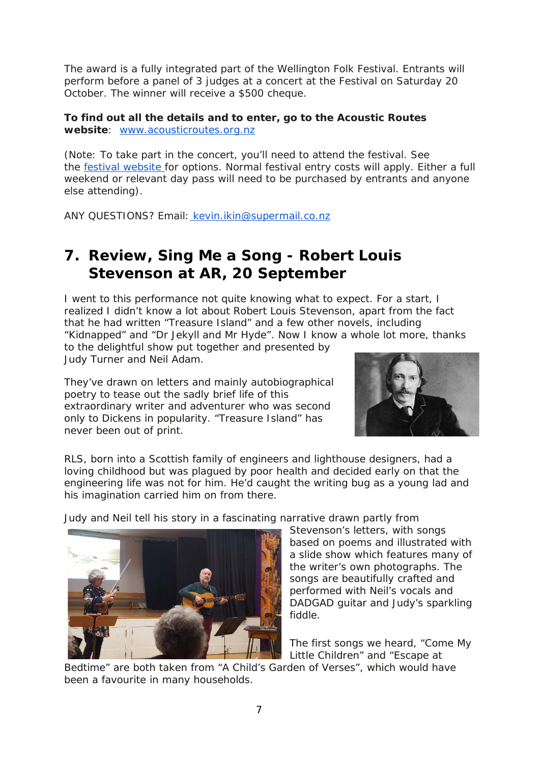The award is a fully integrated part of the Wellington Folk Festival. Entrants will perform before a panel of 3 judges at a concert at the Festival on Saturday 20 October. The winner will receive a $500 cheque.

**To find out all the details and to enter, go to the Acoustic Routes website**: [www.acousticroutes.org.nz](http://www.acousticroutes.org.nz)

(Note: To take part in the concert, you'll need to attend the festival. See the [festival website](#) for options. Normal festival entry costs will apply. Either a full weekend or relevant day pass will need to be purchased by entrants and anyone else attending).

ANY QUESTIONS? Email: [kevin.ikin@supermail.co.nz](mailto:kevin.ikin@supermail.co.nz)

## 7. Review, Sing Me a Song - Robert Louis Stevenson at AR, 20 September

I went to this performance not quite knowing what to expect. For a start, I realized I didn't know a lot about Robert Louis Stevenson, apart from the fact that he had written "Treasure Island" and a few other novels, including "Kidnapped" and "Dr Jekyll and Mr Hyde". Now I know a whole lot more, thanks to the delightful show put together and presented by Judy Turner and Neil Adam.

They've drawn on letters and mainly autobiographical poetry to tease out the sadly brief life of this extraordinary writer and adventurer who was second only to Dickens in popularity. "Treasure Island" has never been out of print.

RLS, born into a Scottish family of engineers and lighthouse designers, had a loving childhood but was plagued by poor health and decided early on that the engineering life was not for him. He'd caught the writing bug as a young lad and his imagination carried him on from there.

Judy and Neil tell his story in a fascinating narrative drawn partly from Stevenson's letters, with songs based on poems and illustrated with a slide show which features many of the writer's own photographs. The songs are beautifully crafted and performed with Neil's vocals and DADGAD guitar and Judy's sparkling fiddle.

The first songs we heard, "Come My Little Children" and "Escape at Bedtime" are both taken from "A Child's Garden of Verses", which would have been a favourite in many households.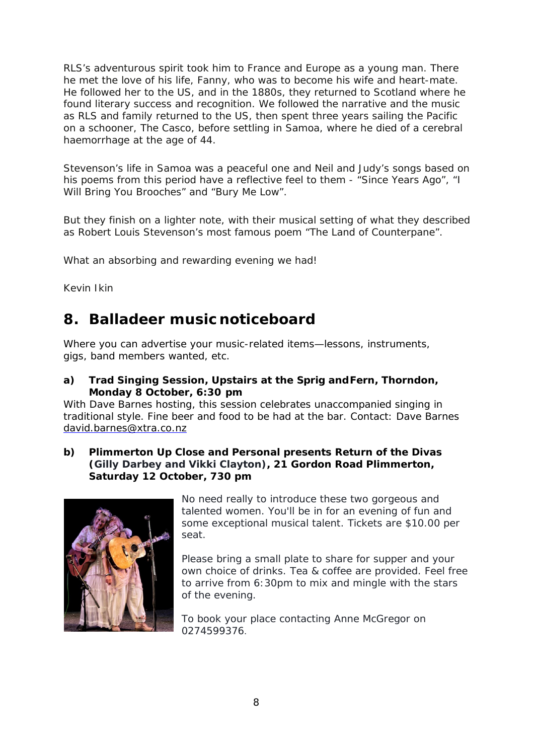RLS's adventurous spirit took him to France and Europe as a young man. There he met the love of his life, Fanny, who was to become his wife and heart-mate. He followed her to the US, and in the 1880s, they returned to Scotland where he found literary success and recognition. We followed the narrative and the music as RLS and family returned to the US, then spent three years sailing the Pacific on a schooner, The Casco, before settling in Samoa, where he died of a cerebral haemorrhage at the age of 44.

Stevenson's life in Samoa was a peaceful one and Neil and Judy's songs based on his poems from this period have a reflective feel to them - "Since Years Ago", "I Will Bring You Brooches" and "Bury Me Low".

But they finish on a lighter note, with their musical setting of what they described as Robert Louis Stevenson's most famous poem "The Land of Counterpane".

What an absorbing and rewarding evening we had!

Kevin Ikin

## 8. Balladeer music noticeboard

Where you can advertise your music-related items—lessons, instruments, gigs, band members wanted, etc.

**a) Trad Singing Session, Upstairs at the Sprig and Fern, Thorndon, Monday 8 October, 6:30 pm**

With Dave Barnes hosting, this session celebrates unaccompanied singing in traditional style. Fine beer and food to be had at the bar. Contact: Dave Barnes david.barnes@xtra.co.nz

**b) Plimmerton Up Close and Personal presents Return of the Divas (Gilly Darbey and Vikki Clayton), 21 Gordon Road Plimmerton, Saturday 12 October, 730 pm**

No need really to introduce these two gorgeous and talented women. You'll be in for an evening of fun and some exceptional musical talent. Tickets are $10.00 per seat.

Please bring a small plate to share for supper and your own choice of drinks. Tea & coffee are provided. Feel free to arrive from 6:30pm to mix and mingle with the stars of the evening.

To book your place contacting Anne McGregor on 0274599376.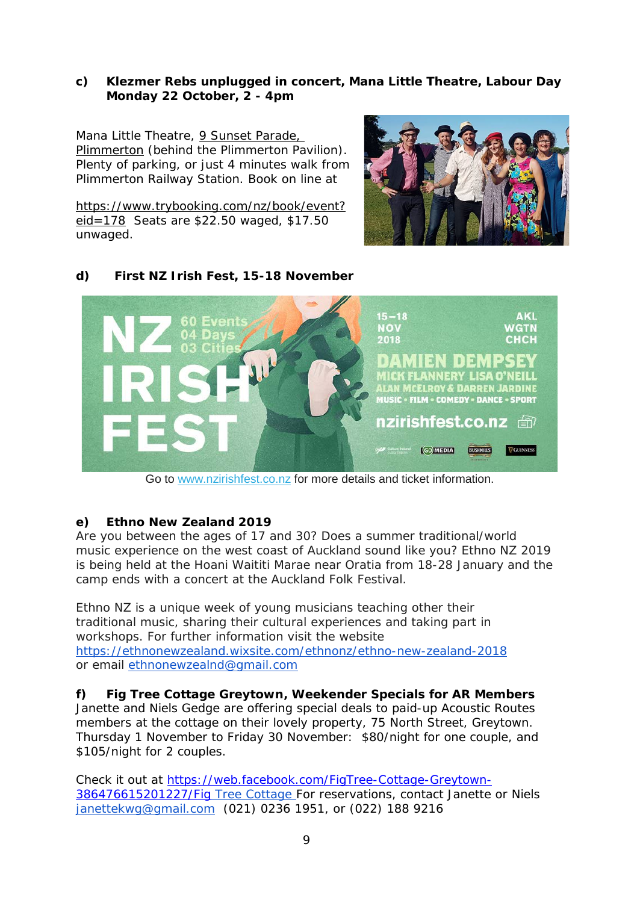**c) Klezmer Rebs unplugged in concert, Mana Little Theatre, Labour Day Monday 22 October, 2 - 4pm**

Mana Little Theatre, 9 Sunset Parade, Plimmerton (behind the Plimmerton Pavilion). Plenty of parking, or just 4 minutes walk from Plimmerton Railway Station. Book on line at

https://www.trybooking.com/nz/book/event?eid=178 Seats are $22.50 waged, $17.50 unwaged.

**d) First NZ Irish Fest, 15-18 November**

Go to www.nzirishfest.co.nz for more details and ticket information.

**e) Ethno New Zealand 2019**

Are you between the ages of 17 and 30? Does a summer traditional/world music experience on the west coast of Auckland sound like you? Ethno NZ 2019 is being held at the Hoani Waititi Marae near Oratia from 18-28 January and the camp ends with a concert at the Auckland Folk Festival.

Ethno NZ is a unique week of young musicians teaching other their traditional music, sharing their cultural experiences and taking part in workshops. For further information visit the website https://ethnonewzealand.wixsite.com/ethnonz/ethno-new-zealand-2018 or email ethnonewzealnd@gmail.com

**f) Fig Tree Cottage Greytown, Weekender Specials for AR Members**

Janette and Niels Gedge are offering special deals to paid-up Acoustic Routes members at the cottage on their lovely property, 75 North Street, Greytown. Thursday 1 November to Friday 30 November: $80/night for one couple, and $105/night for 2 couples.

Check it out at https://web.facebook.com/FigTree-Cottage-Greytown-386476615201227/Fig Tree Cottage For reservations, contact Janette or Niels janettekwg@gmail.com (021) 0236 1951, or (022) 188 9216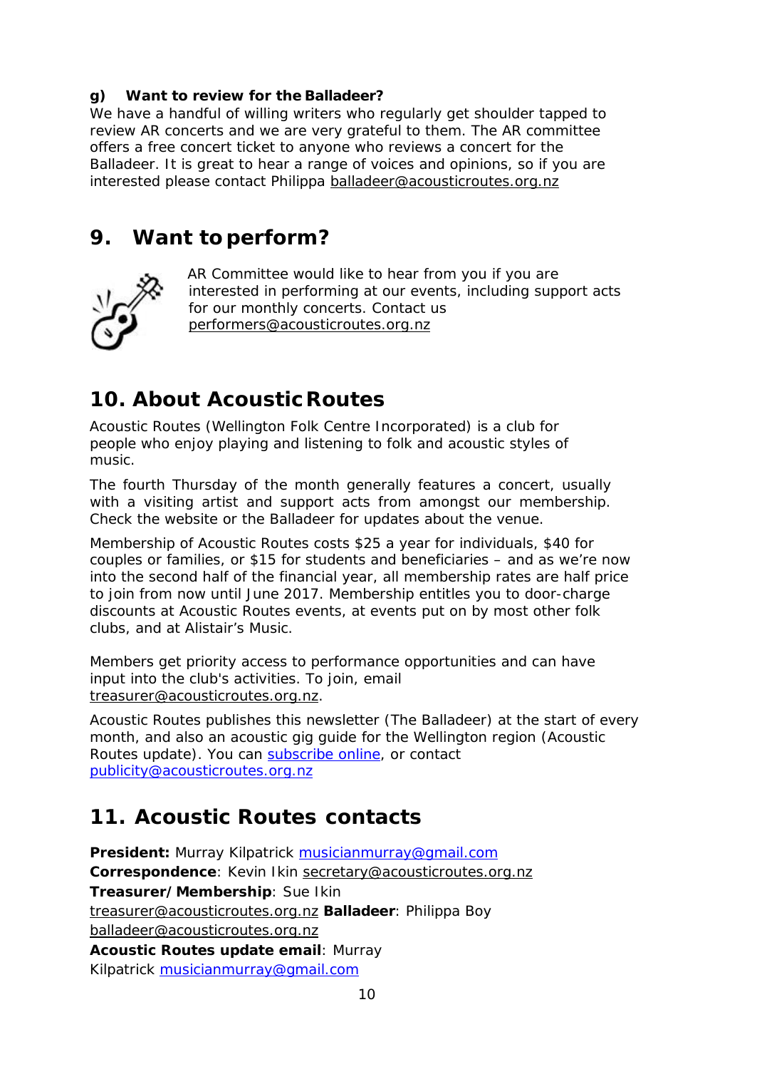**g) Want to review for the Balladeer?**

We have a handful of willing writers who regularly get shoulder tapped to review AR concerts and we are very grateful to them. The AR committee offers a free concert ticket to anyone who reviews a concert for the Balladeer. It is great to hear a range of voices and opinions, so if you are interested please contact Philippa balladeer@acousticroutes.org.nz

## 9. Want to perform?

AR Committee would like to hear from you if you are interested in performing at our events, including support acts for our monthly concerts. Contact us performers@acousticroutes.org.nz

## 10. About Acoustic Routes

Acoustic Routes (Wellington Folk Centre Incorporated) is a club for people who enjoy playing and listening to folk and acoustic styles of music.

The fourth Thursday of the month generally features a concert, usually with a visiting artist and support acts from amongst our membership. Check the website or the Balladeer for updates about the venue.

Membership of Acoustic Routes costs $25 a year for individuals, $40 for couples or families, or $15 for students and beneficiaries – and as we're now into the second half of the financial year, all membership rates are half price to join from now until June 2017. Membership entitles you to door-charge discounts at Acoustic Routes events, at events put on by most other folk clubs, and at Alistair's Music.

Members get priority access to performance opportunities and can have input into the club's activities. To join, email treasurer@acousticroutes.org.nz.

Acoustic Routes publishes this newsletter (The Balladeer) at the start of every month, and also an acoustic gig guide for the Wellington region (Acoustic Routes update). You can subscribe online, or contact publicity@acousticroutes.org.nz

## 11. Acoustic Routes contacts

**President:** Murray Kilpatrick musicianmurray@gmail.com
**Correspondence**: Kevin Ikin secretary@acousticroutes.org.nz
**Treasurer/Membership**: Sue Ikin treasurer@acousticroutes.org.nz
**Balladeer**: Philippa Boy balladeer@acousticroutes.org.nz
**Acoustic Routes update email**: Murray Kilpatrick musicianmurray@gmail.com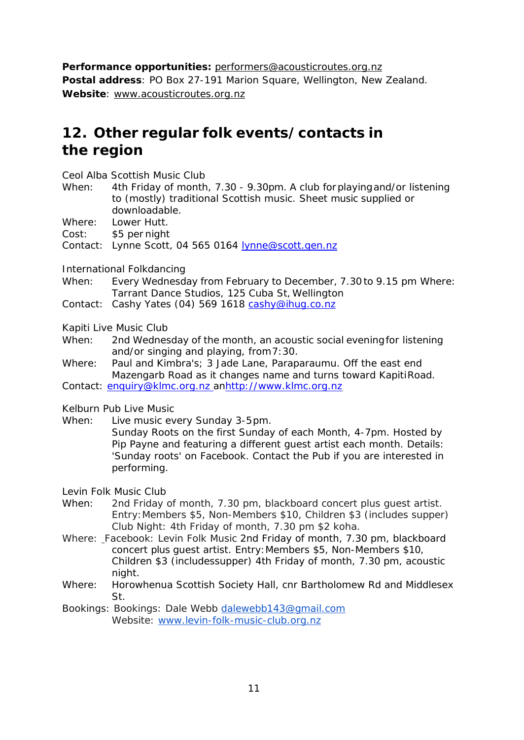**Performance opportunities:** performers@acousticroutes.org.nz
**Postal address**: PO Box 27-191 Marion Square, Wellington, New Zealand.
**Website**: www.acousticroutes.org.nz

## 12. Other regular folk events/contacts in the region

Ceol Alba Scottish Music Club

When: 4th Friday of month, 7.30 - 9.30pm. A club for playing and/or listening to (mostly) traditional Scottish music. Sheet music supplied or downloadable.
Where: Lower Hutt.
Cost: $5 per night
Contact: Lynne Scott, 04 565 0164 lynne@scott.gen.nz

International Folkdancing

When: Every Wednesday from February to December, 7.30 to 9.15 pm Where: Tarrant Dance Studios, 125 Cuba St, Wellington
Contact: Cashy Yates (04) 569 1618 cashy@ihug.co.nz

Kapiti Live Music Club

When: 2nd Wednesday of the month, an acoustic social evening for listening and/or singing and playing, from 7:30.
Where: Paul and Kimbra's; 3 Jade Lane, Paraparaumu. Off the east end Mazengarb Road as it changes name and turns toward Kapiti Road.
Contact: enquiry@klmc.org.nz anhttp://www.klmc.org.nz

Kelburn Pub Live Music

When: Live music every Sunday 3-5pm.
Sunday Roots on the first Sunday of each Month, 4-7pm. Hosted by Pip Payne and featuring a different guest artist each month. Details: 'Sunday roots' on Facebook. Contact the Pub if you are interested in performing.

Levin Folk Music Club

When: 2nd Friday of month, 7.30 pm, blackboard concert plus guest artist. Entry: Members $5, Non-Members $10, Children $3 (includes supper) Club Night: 4th Friday of month, 7.30 pm $2 koha.
Where: Facebook: Levin Folk Music 2nd Friday of month, 7.30 pm, blackboard concert plus guest artist. Entry: Members $5, Non-Members $10, Children $3 (includessupper) 4th Friday of month, 7.30 pm, acoustic night.
Where: Horowhenua Scottish Society Hall, cnr Bartholomew Rd and Middlesex St.
Bookings: Bookings: Dale Webb dalewebb143@gmail.com
Website: www.levin-folk-music-club.org.nz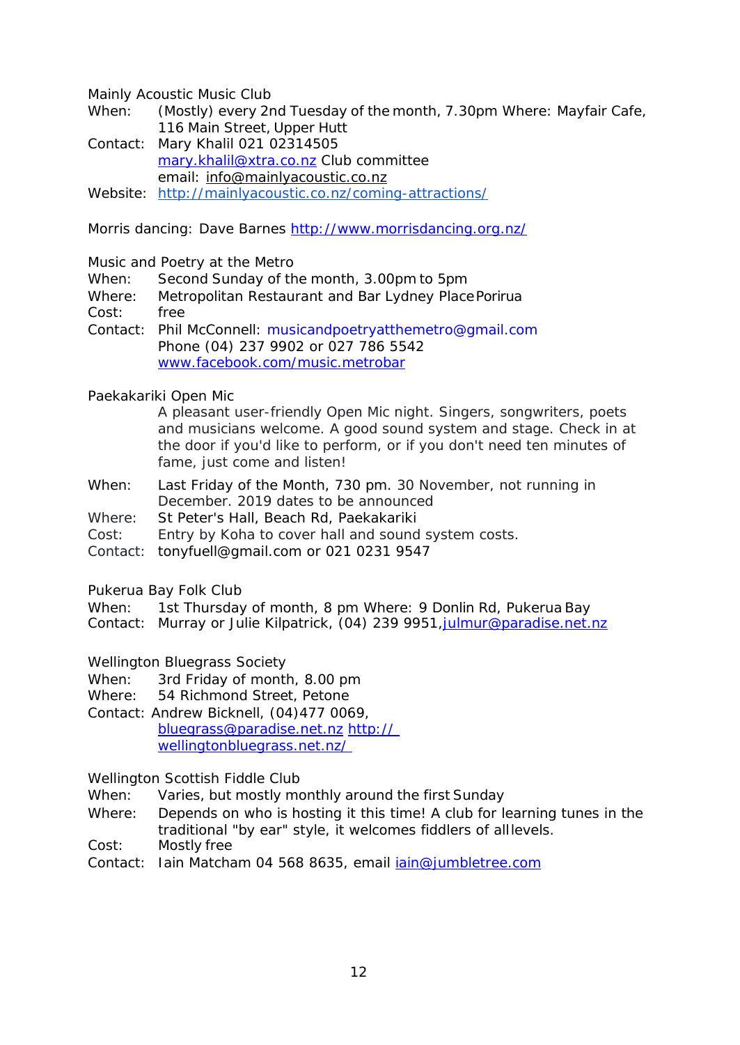Mainly Acoustic Music Club

When: (Mostly) every 2nd Tuesday of the month, 7.30pm Where: Mayfair Cafe, 116 Main Street, Upper Hutt

Contact: Mary Khalil 021 02314505
mary.khalil@xtra.co.nz Club committee
email: info@mainlyacoustic.co.nz

Website: http://mainlyacoustic.co.nz/coming-attractions/

Morris dancing: Dave Barnes http://www.morrisdancing.org.nz/

Music and Poetry at the Metro

When: Second Sunday of the month, 3.00pm to 5pm

Where: Metropolitan Restaurant and Bar Lydney Place Porirua

Cost: free

Contact: Phil McConnell: musicandpoetryatthemetro@gmail.com
Phone (04) 237 9902 or 027 786 5542
www.facebook.com/music.metrobar

Paekakariki Open Mic

A pleasant user-friendly Open Mic night. Singers, songwriters, poets and musicians welcome. A good sound system and stage. Check in at the door if you'd like to perform, or if you don't need ten minutes of fame, just come and listen!

When: Last Friday of the Month, 730 pm. 30 November, not running in December. 2019 dates to be announced

Where: St Peter's Hall, Beach Rd, Paekakariki

Cost: Entry by Koha to cover hall and sound system costs.

Contact: tonyfuell@gmail.com or 021 0231 9547

Pukerua Bay Folk Club

When: 1st Thursday of month, 8 pm Where: 9 Donlin Rd, Pukerua Bay

Contact: Murray or Julie Kilpatrick, (04) 239 9951, julmur@paradise.net.nz

Wellington Bluegrass Society

When: 3rd Friday of month, 8.00 pm

Where: 54 Richmond Street, Petone

Contact: Andrew Bicknell, (04)477 0069,
bluegrass@paradise.net.nz http://wellingtonbluegrass.net.nz/

Wellington Scottish Fiddle Club

When: Varies, but mostly monthly around the first Sunday

Where: Depends on who is hosting it this time! A club for learning tunes in the traditional "by ear" style, it welcomes fiddlers of all levels.

Cost: Mostly free

Contact: Iain Matcham 04 568 8635, email iain@jumbletree.com